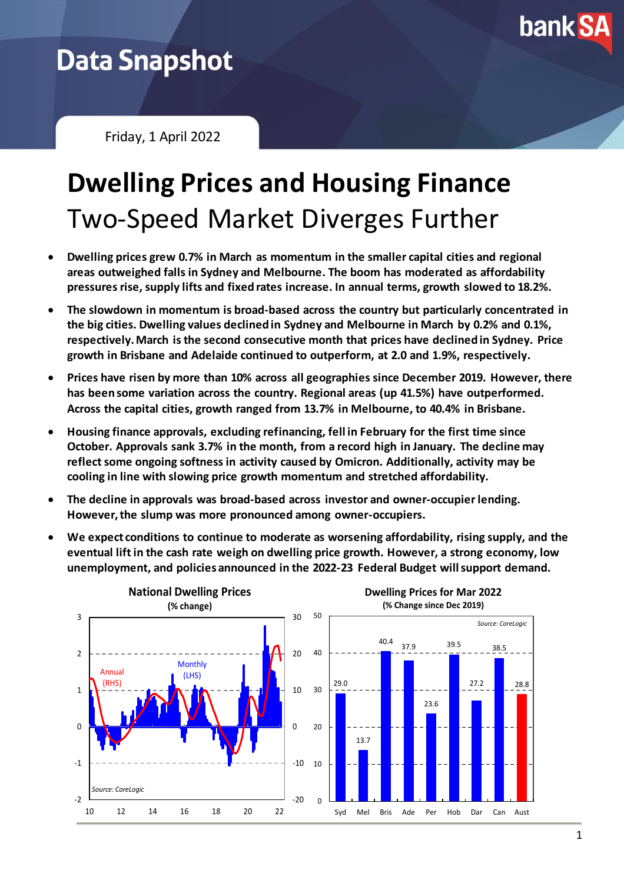# Data Snapshot

Friday, 1 April 2022

# Dwelling Prices and Housing Finance

## Two-Speed Market Diverges Further

- **Dwelling prices grew 0.7% in March as momentum in the smaller capital cities and regional areas outweighed falls in Sydney and Melbourne. The boom has moderated as affordability pressures rise, supply lifts and fixed rates increase. In annual terms, growth slowed to 18.2%.**
- **The slowdown in momentum is broad-based across the country but particularly concentrated in the big cities. Dwelling values declined in Sydney and Melbourne in March by 0.2% and 0.1%, respectively. March is the second consecutive month that prices have declined in Sydney. Price growth in Brisbane and Adelaide continued to outperform, at 2.0 and 1.9%, respectively.**
- **Prices have risen by more than 10% across all geographies since December 2019. However, there has been some variation across the country. Regional areas (up 41.5%) have outperformed. Across the capital cities, growth ranged from 13.7% in Melbourne, to 40.4% in Brisbane.**
- **Housing finance approvals, excluding refinancing, fell in February for the first time since October. Approvals sank 3.7% in the month, from a record high in January. The decline may reflect some ongoing softness in activity caused by Omicron. Additionally, activity may be cooling in line with slowing price growth momentum and stretched affordability.**
- **The decline in approvals was broad-based across investor and owner-occupier lending. However, the slump was more pronounced among owner-occupiers.**
- **We expect conditions to continue to moderate as worsening affordability, rising supply, and the eventual lift in the cash rate weigh on dwelling price growth. However, a strong economy, low unemployment, and policies announced in the 2022-23 Federal Budget will support demand.**

**National Dwelling Prices**
**(% change)**

Source: CoreLogic

**Dwelling Prices for Mar 2022**
**(% Change since Dec 2019)**

| Syd | Mel | Bris | Ade | Per | Hob | Dar | Can | Aust |
|---|---|---|---|---|---|---|---|---|
| 29.0 | 13.7 | 40.4 | 37.9 | 23.6 | 39.5 | 27.2 | 38.5 | 28.8 |

Source: CoreLogic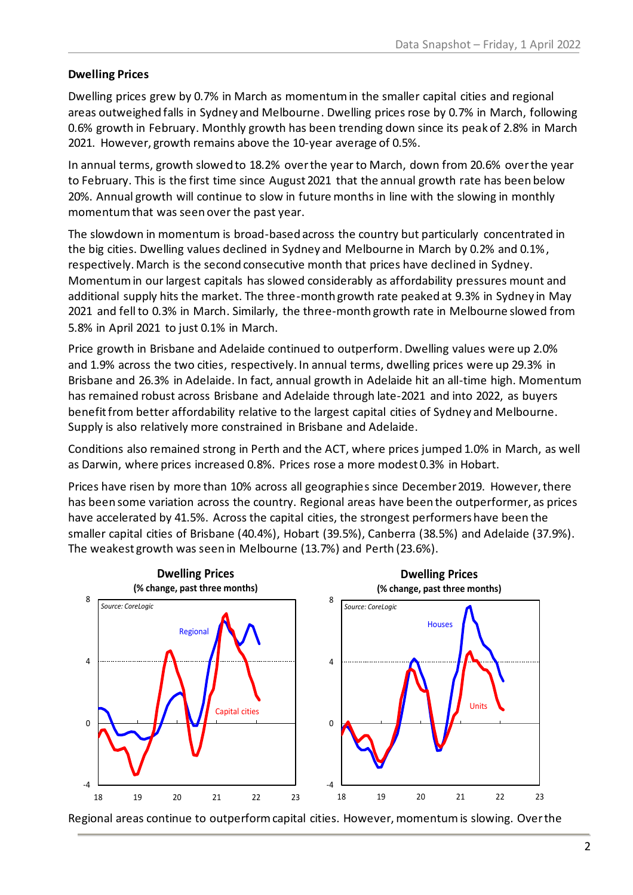**Dwelling Prices**

Dwelling prices grew by 0.7% in March as momentum in the smaller capital cities and regional areas outweighed falls in Sydney and Melbourne. Dwelling prices rose by 0.7% in March, following 0.6% growth in February. Monthly growth has been trending down since its peak of 2.8% in March 2021. However, growth remains above the 10-year average of 0.5%.

In annual terms, growth slowed to 18.2% over the year to March, down from 20.6% over the year to February. This is the first time since August 2021 that the annual growth rate has been below 20%. Annual growth will continue to slow in future months in line with the slowing in monthly momentum that was seen over the past year.

The slowdown in momentum is broad-based across the country but particularly concentrated in the big cities. Dwelling values declined in Sydney and Melbourne in March by 0.2% and 0.1%, respectively. March is the second consecutive month that prices have declined in Sydney. Momentum in our largest capitals has slowed considerably as affordability pressures mount and additional supply hits the market. The three-month growth rate peaked at 9.3% in Sydney in May 2021 and fell to 0.3% in March. Similarly, the three-month growth rate in Melbourne slowed from 5.8% in April 2021 to just 0.1% in March.

Price growth in Brisbane and Adelaide continued to outperform. Dwelling values were up 2.0% and 1.9% across the two cities, respectively. In annual terms, dwelling prices were up 29.3% in Brisbane and 26.3% in Adelaide. In fact, annual growth in Adelaide hit an all-time high. Momentum has remained robust across Brisbane and Adelaide through late-2021 and into 2022, as buyers benefit from better affordability relative to the largest capital cities of Sydney and Melbourne. Supply is also relatively more constrained in Brisbane and Adelaide.

Conditions also remained strong in Perth and the ACT, where prices jumped 1.0% in March, as well as Darwin, where prices increased 0.8%. Prices rose a more modest 0.3% in Hobart.

Prices have risen by more than 10% across all geographies since December 2019. However, there has been some variation across the country. Regional areas have been the outperformer, as prices have accelerated by 41.5%. Across the capital cities, the strongest performers have been the smaller capital cities of Brisbane (40.4%), Hobart (39.5%), Canberra (38.5%) and Adelaide (37.9%). The weakest growth was seen in Melbourne (13.7%) and Perth (23.6%).

**Dwelling Prices**
**(% change, past three months)**

*Source: CoreLogic*

**Dwelling Prices**
**(% change, past three months)**

*Source: CoreLogic*

Regional areas continue to outperform capital cities. However, momentum is slowing. Over the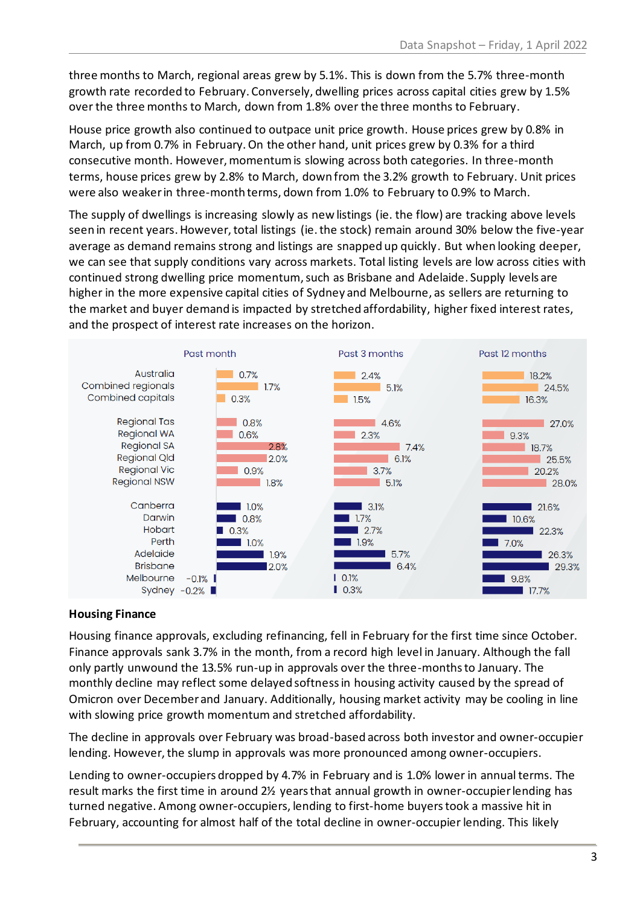three months to March, regional areas grew by 5.1%. This is down from the 5.7% three-month growth rate recorded to February. Conversely, dwelling prices across capital cities grew by 1.5% over the three months to March, down from 1.8% over the three months to February.

House price growth also continued to outpace unit price growth. House prices grew by 0.8% in March, up from 0.7% in February. On the other hand, unit prices grew by 0.3% for a third consecutive month. However, momentum is slowing across both categories. In three-month terms, house prices grew by 2.8% to March, down from the 3.2% growth to February. Unit prices were also weaker in three-month terms, down from 1.0% to February to 0.9% to March.

The supply of dwellings is increasing slowly as new listings (ie. the flow) are tracking above levels seen in recent years. However, total listings (ie. the stock) remain around 30% below the five-year average as demand remains strong and listings are snapped up quickly. But when looking deeper, we can see that supply conditions vary across markets. Total listing levels are low across cities with continued strong dwelling price momentum, such as Brisbane and Adelaide. Supply levels are higher in the more expensive capital cities of Sydney and Melbourne, as sellers are returning to the market and buyer demand is impacted by stretched affordability, higher fixed interest rates, and the prospect of interest rate increases on the horizon.

| | Past month | Past 3 months | Past 12 months |
|---|---|---|---|
| Australia | 0.7% | 2.4% | 18.2% |
| Combined regionals | 1.7% | 5.1% | 24.5% |
| Combined capitals | 0.3% | 1.5% | 16.3% |
| Regional Tas | 0.8% | 4.6% | 27.0% |
| Regional WA | 0.6% | 2.3% | 9.3% |
| Regional SA | 2.8% | 7.4% | 18.7% |
| Regional Qld | 2.0% | 6.1% | 25.5% |
| Regional Vic | 0.9% | 3.7% | 20.2% |
| Regional NSW | 1.8% | 5.1% | 28.0% |
| Canberra | 1.0% | 3.1% | 21.6% |
| Darwin | 0.8% | 1.7% | 10.6% |
| Hobart | 0.3% | 2.7% | 22.3% |
| Perth | 1.0% | 1.9% | 7.0% |
| Adelaide | 1.9% | 5.7% | 26.3% |
| Brisbane | 2.0% | 6.4% | 29.3% |
| Melbourne | -0.1% | 0.1% | 9.8% |
| Sydney | -0.2% | 0.3% | 17.7% |

**Housing Finance**

Housing finance approvals, excluding refinancing, fell in February for the first time since October. Finance approvals sank 3.7% in the month, from a record high level in January. Although the fall only partly unwound the 13.5% run-up in approvals over the three-months to January. The monthly decline may reflect some delayed softness in housing activity caused by the spread of Omicron over December and January. Additionally, housing market activity may be cooling in line with slowing price growth momentum and stretched affordability.

The decline in approvals over February was broad-based across both investor and owner-occupier lending. However, the slump in approvals was more pronounced among owner-occupiers.

Lending to owner-occupiers dropped by 4.7% in February and is 1.0% lower in annual terms. The result marks the first time in around 2½ years that annual growth in owner-occupier lending has turned negative. Among owner-occupiers, lending to first-home buyers took a massive hit in February, accounting for almost half of the total decline in owner-occupier lending. This likely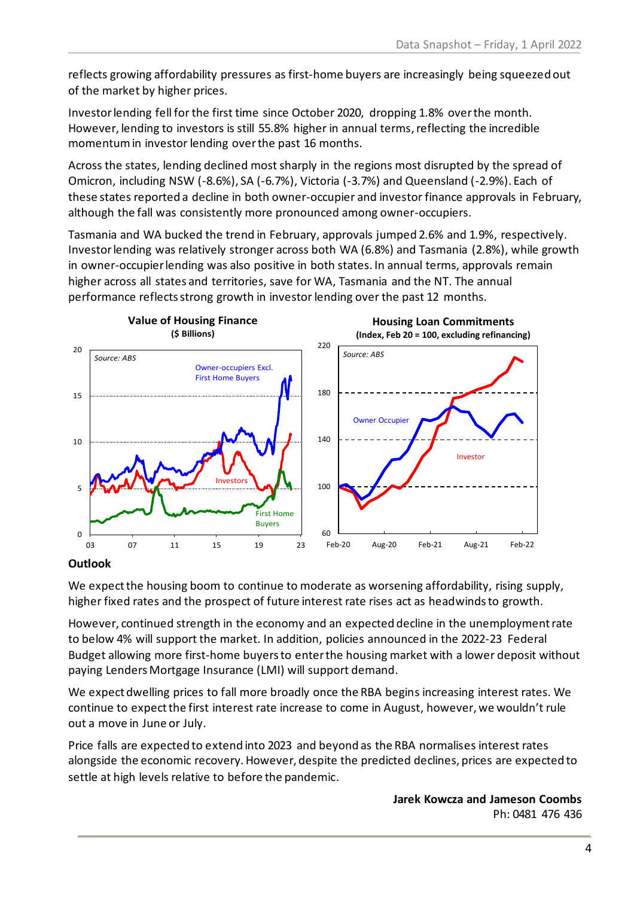reflects growing affordability pressures as first-home buyers are increasingly being squeezed out of the market by higher prices.

Investor lending fell for the first time since October 2020, dropping 1.8% over the month. However, lending to investors is still 55.8% higher in annual terms, reflecting the incredible momentum in investor lending over the past 16 months.

Across the states, lending declined most sharply in the regions most disrupted by the spread of Omicron, including NSW (-8.6%), SA (-6.7%), Victoria (-3.7%) and Queensland (-2.9%). Each of these states reported a decline in both owner-occupier and investor finance approvals in February, although the fall was consistently more pronounced among owner-occupiers.

Tasmania and WA bucked the trend in February, approvals jumped 2.6% and 1.9%, respectively. Investor lending was relatively stronger across both WA (6.8%) and Tasmania (2.8%), while growth in owner-occupier lending was also positive in both states. In annual terms, approvals remain higher across all states and territories, save for WA, Tasmania and the NT. The annual performance reflects strong growth in investor lending over the past 12 months.

**Value of Housing Finance**
**($ Billions)**

Source: ABS

**Housing Loan Commitments**
**(Index, Feb 20 = 100, excluding refinancing)**

Source: ABS

## Outlook

We expect the housing boom to continue to moderate as worsening affordability, rising supply, higher fixed rates and the prospect of future interest rate rises act as headwinds to growth.

However, continued strength in the economy and an expected decline in the unemployment rate to below 4% will support the market. In addition, policies announced in the 2022-23 Federal Budget allowing more first-home buyers to enter the housing market with a lower deposit without paying Lenders Mortgage Insurance (LMI) will support demand.

We expect dwelling prices to fall more broadly once the RBA begins increasing interest rates. We continue to expect the first interest rate increase to come in August, however, we wouldn't rule out a move in June or July.

Price falls are expected to extend into 2023 and beyond as the RBA normalises interest rates alongside the economic recovery. However, despite the predicted declines, prices are expected to settle at high levels relative to before the pandemic.

**Jarek Kowcza and Jameson Coombs**
Ph: 0481 476 436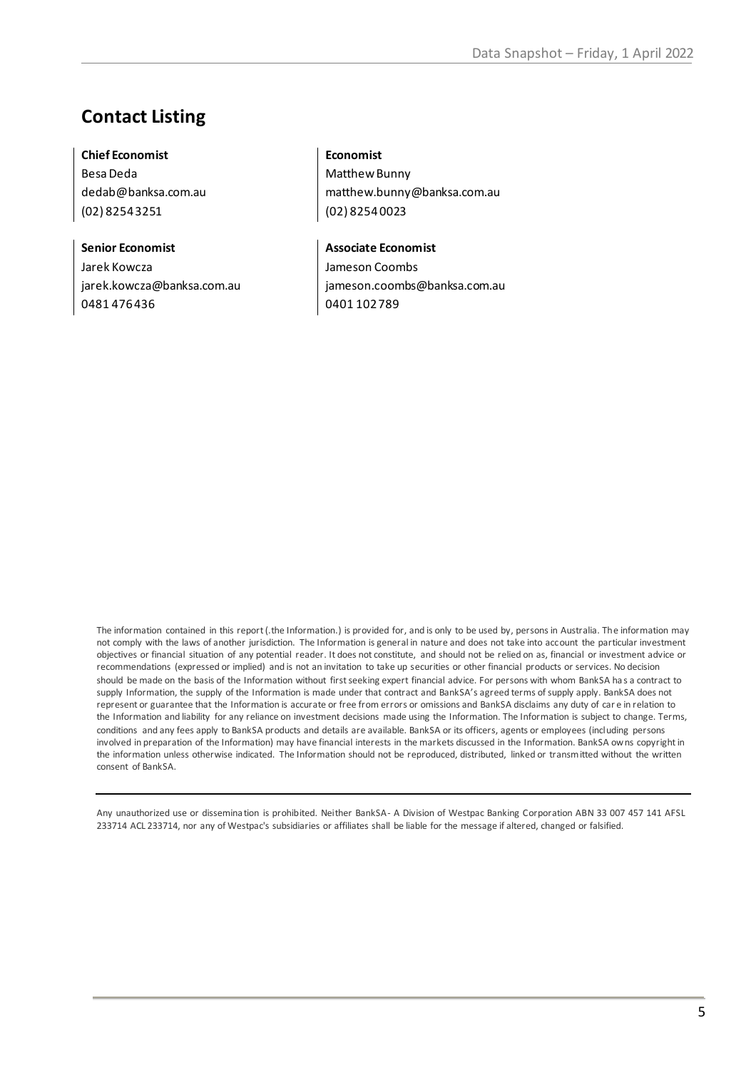## Contact Listing

**Chief Economist**
Besa Deda
dedab@banksa.com.au
(02) 8254 3251

**Senior Economist**
Jarek Kowcza
jarek.kowcza@banksa.com.au
0481 476 436

**Economist**
Matthew Bunny
matthew.bunny@banksa.com.au
(02) 8254 0023

**Associate Economist**
Jameson Coombs
jameson.coombs@banksa.com.au
0401 102 789

The information contained in this report (.the Information.) is provided for, and is only to be used by, persons in Australia. The information may not comply with the laws of another jurisdiction. The Information is general in nature and does not take into account the particular investment objectives or financial situation of any potential reader. It does not constitute, and should not be relied on as, financial or investment advice or recommendations (expressed or implied) and is not an invitation to take up securities or other financial products or services. No decision should be made on the basis of the Information without first seeking expert financial advice. For persons with whom BankSA has a contract to supply Information, the supply of the Information is made under that contract and BankSA's agreed terms of supply apply. BankSA does not represent or guarantee that the Information is accurate or free from errors or omissions and BankSA disclaims any duty of care in relation to the Information and liability for any reliance on investment decisions made using the Information. The Information is subject to change. Terms, conditions and any fees apply to BankSA products and details are available. BankSA or its officers, agents or employees (including persons involved in preparation of the Information) may have financial interests in the markets discussed in the Information. BankSA owns copyright in the information unless otherwise indicated. The Information should not be reproduced, distributed, linked or transmitted without the written consent of BankSA.

Any unauthorized use or dissemination is prohibited. Neither BankSA - A Division of Westpac Banking Corporation ABN 33 007 457 141 AFSL 233714 ACL 233714, nor any of Westpac's subsidiaries or affiliates shall be liable for the message if altered, changed or falsified.